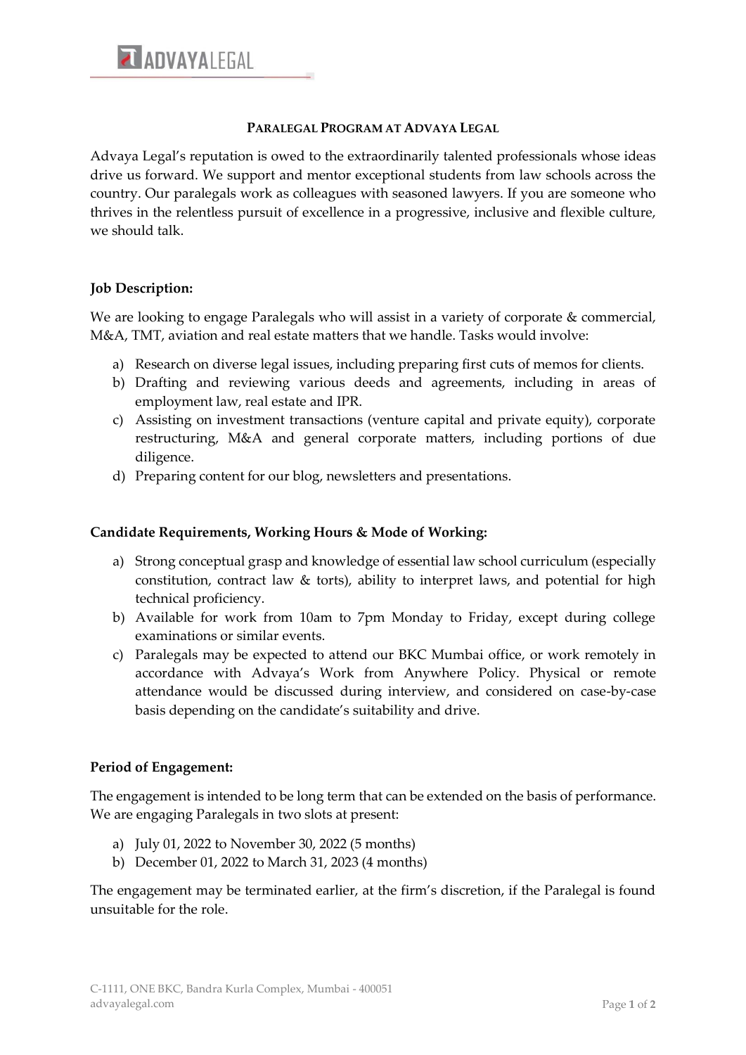# PARALEGAL PROGRAM AT ADVAYA LEGAL

Advaya Legal's reputation is owed to the extraordinarily talented professionals whose ideas drive us forward. We support and mentor exceptional students from law schools across the country. Our paralegals work as colleagues with seasoned lawyers. If you are someone who thrives in the relentless pursuit of excellence in a progressive, inclusive and flexible culture, we should talk.

**Job Description:**

We are looking to engage Paralegals who will assist in a variety of corporate & commercial, M&A, TMT, aviation and real estate matters that we handle. Tasks would involve:

a) Research on diverse legal issues, including preparing first cuts of memos for clients.
b) Drafting and reviewing various deeds and agreements, including in areas of employment law, real estate and IPR.
c) Assisting on investment transactions (venture capital and private equity), corporate restructuring, M&A and general corporate matters, including portions of due diligence.
d) Preparing content for our blog, newsletters and presentations.

**Candidate Requirements, Working Hours & Mode of Working:**

a) Strong conceptual grasp and knowledge of essential law school curriculum (especially constitution, contract law & torts), ability to interpret laws, and potential for high technical proficiency.
b) Available for work from 10am to 7pm Monday to Friday, except during college examinations or similar events.
c) Paralegals may be expected to attend our BKC Mumbai office, or work remotely in accordance with Advaya's Work from Anywhere Policy. Physical or remote attendance would be discussed during interview, and considered on case-by-case basis depending on the candidate's suitability and drive.

**Period of Engagement:**

The engagement is intended to be long term that can be extended on the basis of performance. We are engaging Paralegals in two slots at present:

a) July 01, 2022 to November 30, 2022 (5 months)
b) December 01, 2022 to March 31, 2023 (4 months)

The engagement may be terminated earlier, at the firm's discretion, if the Paralegal is found unsuitable for the role.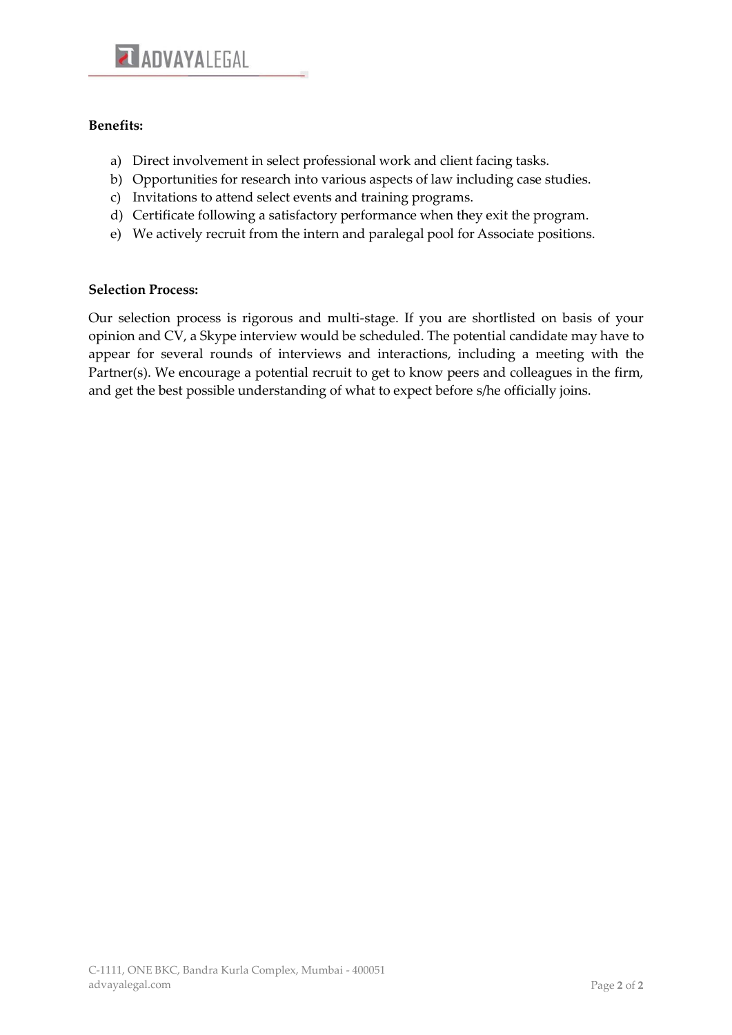**Benefits:**

a) Direct involvement in select professional work and client facing tasks.
b) Opportunities for research into various aspects of law including case studies.
c) Invitations to attend select events and training programs.
d) Certificate following a satisfactory performance when they exit the program.
e) We actively recruit from the intern and paralegal pool for Associate positions.

**Selection Process:**

Our selection process is rigorous and multi-stage. If you are shortlisted on basis of your opinion and CV, a Skype interview would be scheduled. The potential candidate may have to appear for several rounds of interviews and interactions, including a meeting with the Partner(s). We encourage a potential recruit to get to know peers and colleagues in the firm, and get the best possible understanding of what to expect before s/he officially joins.